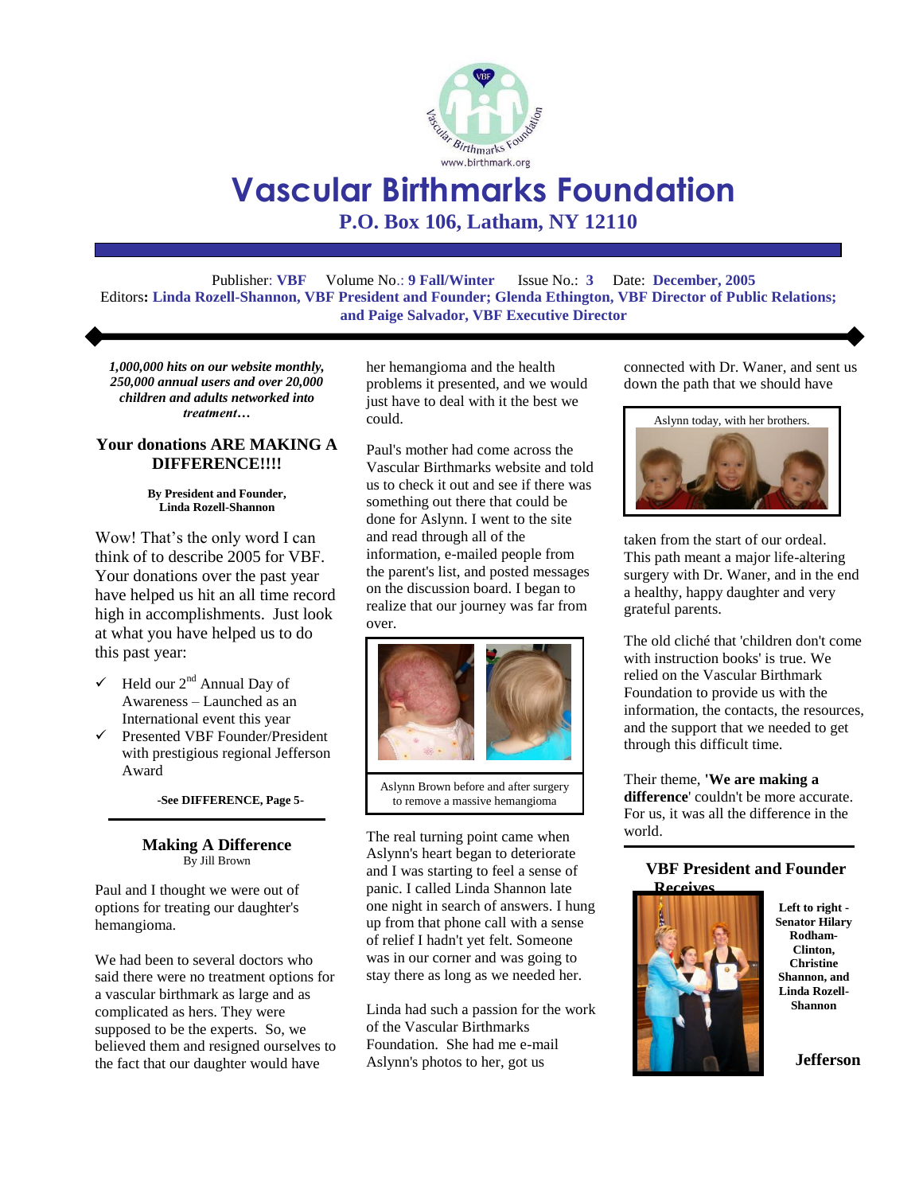# Vascular Birthmarks Foundation

**P.O. Box 106, Latham, NY 12110**

Publisher: **VBF** Volume No.: **9 Fall/Winter** Issue No.: **3** Date: **December, 2005**
Editors: **Linda Rozell-Shannon, VBF President and Founder; Glenda Ethington, VBF Director of Public Relations; and Paige Salvador, VBF Executive Director**

***1,000,000 hits on our website monthly, 250,000 annual users and over 20,000 children and adults networked into treatment…***

## Your donations ARE MAKING A DIFFERENCE!!!!

**By President and Founder, Linda Rozell-Shannon**

Wow! That's the only word I can think of to describe 2005 for VBF. Your donations over the past year have helped us hit an all time record high in accomplishments. Just look at what you have helped us to do this past year:

- ✓ Held our 2nd Annual Day of Awareness – Launched as an International event this year
- ✓ Presented VBF Founder/President with prestigious regional Jefferson Award

**-See DIFFERENCE, Page 5-**

## Making A Difference

By Jill Brown

Paul and I thought we were out of options for treating our daughter's hemangioma.

We had been to several doctors who said there were no treatment options for a vascular birthmark as large and as complicated as hers. They were supposed to be the experts. So, we believed them and resigned ourselves to the fact that our daughter would have her hemangioma and the health problems it presented, and we would just have to deal with it the best we could.

Paul's mother had come across the Vascular Birthmarks website and told us to check it out and see if there was something out there that could be done for Aslynn. I went to the site and read through all of the information, e-mailed people from the parent's list, and posted messages on the discussion board. I began to realize that our journey was far from over.

Aslynn Brown before and after surgery to remove a massive hemangioma

The real turning point came when Aslynn's heart began to deteriorate and I was starting to feel a sense of panic. I called Linda Shannon late one night in search of answers. I hung up from that phone call with a sense of relief I hadn't yet felt. Someone was in our corner and was going to stay there as long as we needed her.

Linda had such a passion for the work of the Vascular Birthmarks Foundation. She had me e-mail Aslynn's photos to her, got us connected with Dr. Waner, and sent us down the path that we should have taken from the start of our ordeal. This path meant a major life-altering surgery with Dr. Waner, and in the end a healthy, happy daughter and very grateful parents.

Aslynn today, with her brothers.

The old cliché that 'children don't come with instruction books' is true. We relied on the Vascular Birthmark Foundation to provide us with the information, the contacts, the resources, and the support that we needed to get through this difficult time.

Their theme, **'We are making a difference**' couldn't be more accurate. For us, it was all the difference in the world.

## VBF President and Founder Receives Jefferson

**Left to right - Senator Hilary Rodham-Clinton, Christine Shannon, and Linda Rozell-Shannon**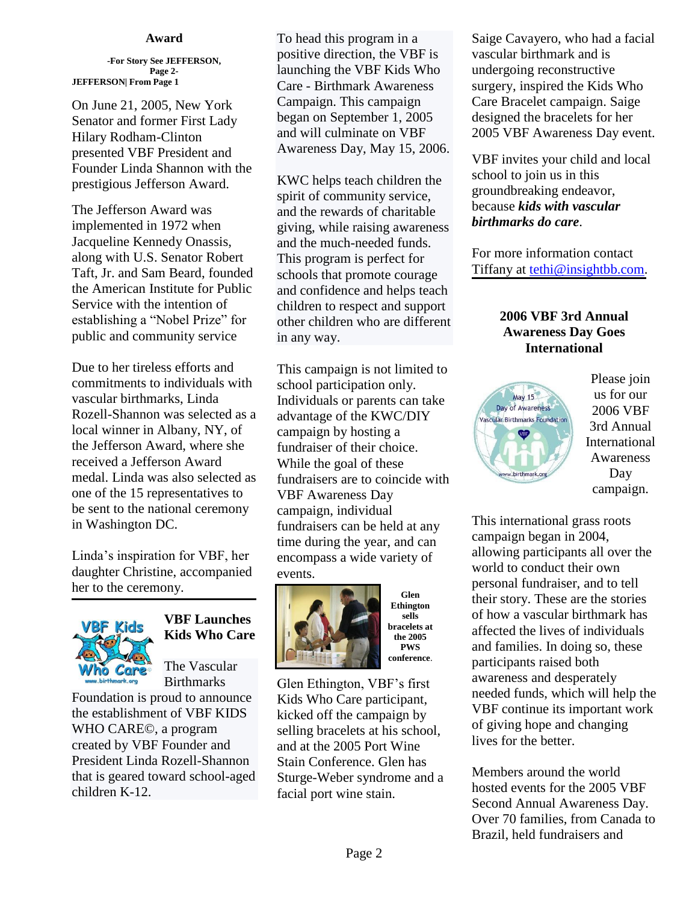**Award**

**-For Story See JEFFERSON, Page 2-**
**JEFFERSON| From Page 1**

On June 21, 2005, New York Senator and former First Lady Hilary Rodham-Clinton presented VBF President and Founder Linda Shannon with the prestigious Jefferson Award.

The Jefferson Award was implemented in 1972 when Jacqueline Kennedy Onassis, along with U.S. Senator Robert Taft, Jr. and Sam Beard, founded the American Institute for Public Service with the intention of establishing a "Nobel Prize" for public and community service

Due to her tireless efforts and commitments to individuals with vascular birthmarks, Linda Rozell-Shannon was selected as a local winner in Albany, NY, of the Jefferson Award, where she received a Jefferson Award medal. Linda was also selected as one of the 15 representatives to be sent to the national ceremony in Washington DC.

Linda's inspiration for VBF, her daughter Christine, accompanied her to the ceremony.

## VBF Launches Kids Who Care

The Vascular Birthmarks Foundation is proud to announce the establishment of VBF KIDS WHO CARE©, a program created by VBF Founder and President Linda Rozell-Shannon that is geared toward school-aged children K-12.

To head this program in a positive direction, the VBF is launching the VBF Kids Who Care - Birthmark Awareness Campaign. This campaign began on September 1, 2005 and will culminate on VBF Awareness Day, May 15, 2006.

KWC helps teach children the spirit of community service, and the rewards of charitable giving, while raising awareness and the much-needed funds. This program is perfect for schools that promote courage and confidence and helps teach children to respect and support other children who are different in any way.

This campaign is not limited to school participation only. Individuals or parents can take advantage of the KWC/DIY campaign by hosting a fundraiser of their choice. While the goal of these fundraisers are to coincide with VBF Awareness Day campaign, individual fundraisers can be held at any time during the year, and can encompass a wide variety of events.

**Glen Ethington sells bracelets at the 2005 PWS conference.**

Glen Ethington, VBF's first Kids Who Care participant, kicked off the campaign by selling bracelets at his school, and at the 2005 Port Wine Stain Conference. Glen has Sturge-Weber syndrome and a facial port wine stain.

Saige Cavayero, who had a facial vascular birthmark and is undergoing reconstructive surgery, inspired the Kids Who Care Bracelet campaign. Saige designed the bracelets for her 2005 VBF Awareness Day event.

VBF invites your child and local school to join us in this groundbreaking endeavor, because ***kids with vascular birthmarks do care***.

For more information contact Tiffany at tethi@insightbb.com.

## 2006 VBF 3rd Annual Awareness Day Goes International

Please join us for our 2006 VBF 3rd Annual International Awareness Day campaign.

This international grass roots campaign began in 2004, allowing participants all over the world to conduct their own personal fundraiser, and to tell their story. These are the stories of how a vascular birthmark has affected the lives of individuals and families. In doing so, these participants raised both awareness and desperately needed funds, which will help the VBF continue its important work of giving hope and changing lives for the better.

Members around the world hosted events for the 2005 VBF Second Annual Awareness Day. Over 70 families, from Canada to Brazil, held fundraisers and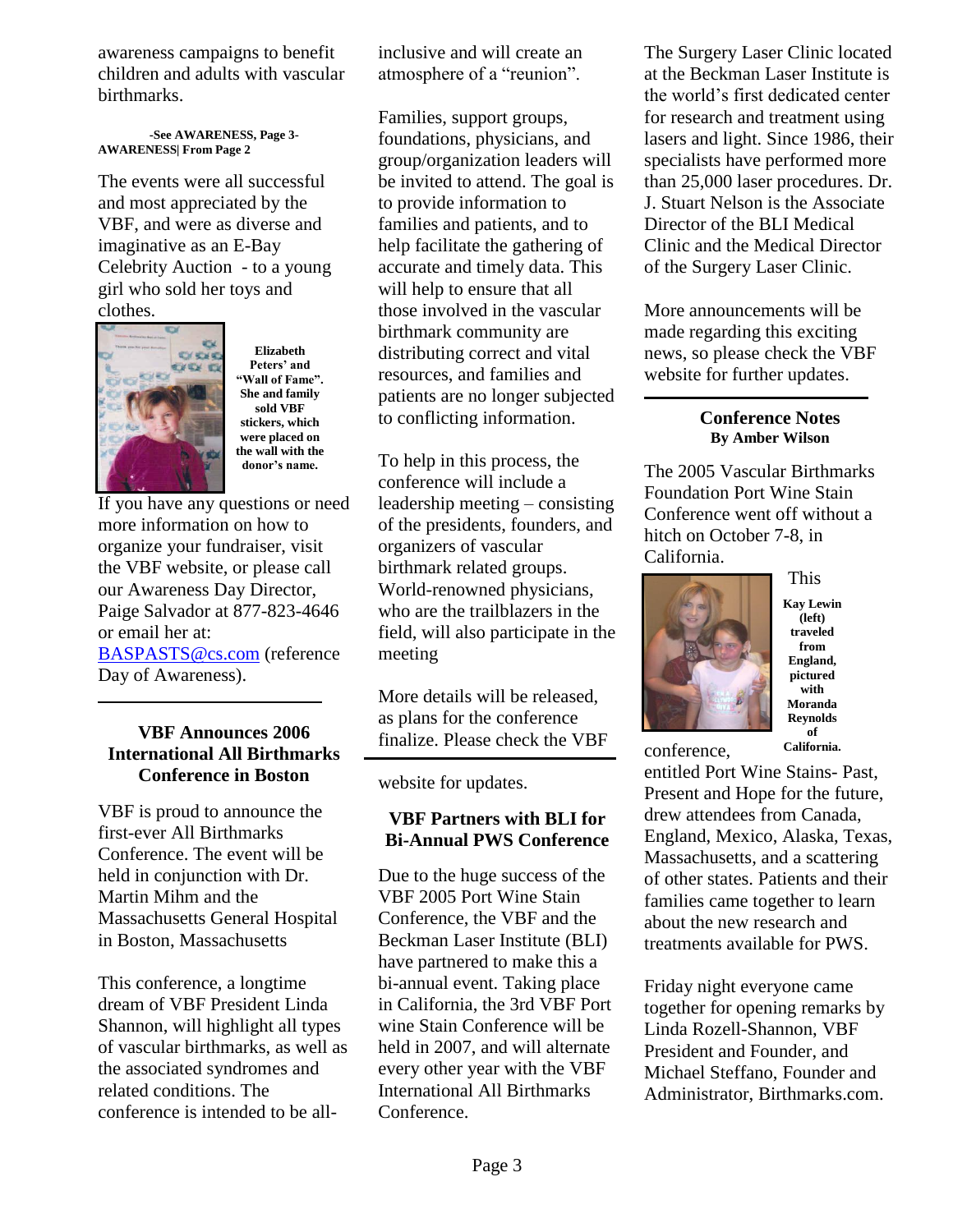awareness campaigns to benefit children and adults with vascular birthmarks.

**-See AWARENESS, Page 3- AWARENESS| From Page 2**

The events were all successful and most appreciated by the VBF, and were as diverse and imaginative as an E-Bay Celebrity Auction - to a young girl who sold her toys and clothes.

**Elizabeth Peters' and "Wall of Fame". She and family sold VBF stickers, which were placed on the wall with the donor's name.**

If you have any questions or need more information on how to organize your fundraiser, visit the VBF website, or please call our Awareness Day Director, Paige Salvador at 877-823-4646 or email her at: BASPASTS@cs.com (reference Day of Awareness).

## VBF Announces 2006 International All Birthmarks Conference in Boston

VBF is proud to announce the first-ever All Birthmarks Conference. The event will be held in conjunction with Dr. Martin Mihm and the Massachusetts General Hospital in Boston, Massachusetts

This conference, a longtime dream of VBF President Linda Shannon, will highlight all types of vascular birthmarks, as well as the associated syndromes and related conditions. The conference is intended to be all-inclusive and will create an atmosphere of a "reunion".

Families, support groups, foundations, physicians, and group/organization leaders will be invited to attend. The goal is to provide information to families and patients, and to help facilitate the gathering of accurate and timely data. This will help to ensure that all those involved in the vascular birthmark community are distributing correct and vital resources, and families and patients are no longer subjected to conflicting information.

To help in this process, the conference will include a leadership meeting – consisting of the presidents, founders, and organizers of vascular birthmark related groups. World-renowned physicians, who are the trailblazers in the field, will also participate in the meeting

More details will be released, as plans for the conference finalize. Please check the VBF website for updates.

## VBF Partners with BLI for Bi-Annual PWS Conference

Due to the huge success of the VBF 2005 Port Wine Stain Conference, the VBF and the Beckman Laser Institute (BLI) have partnered to make this a bi-annual event. Taking place in California, the 3rd VBF Port wine Stain Conference will be held in 2007, and will alternate every other year with the VBF International All Birthmarks Conference.

The Surgery Laser Clinic located at the Beckman Laser Institute is the world's first dedicated center for research and treatment using lasers and light. Since 1986, their specialists have performed more than 25,000 laser procedures. Dr. J. Stuart Nelson is the Associate Director of the BLI Medical Clinic and the Medical Director of the Surgery Laser Clinic.

More announcements will be made regarding this exciting news, so please check the VBF website for further updates.

## Conference Notes

**By Amber Wilson**

The 2005 Vascular Birthmarks Foundation Port Wine Stain Conference went off without a hitch on October 7-8, in California.

**Kay Lewin (left) traveled from England, pictured with Moranda Reynolds of California.**

This conference, entitled Port Wine Stains- Past, Present and Hope for the future, drew attendees from Canada, England, Mexico, Alaska, Texas, Massachusetts, and a scattering of other states. Patients and their families came together to learn about the new research and treatments available for PWS.

Friday night everyone came together for opening remarks by Linda Rozell-Shannon, VBF President and Founder, and Michael Steffano, Founder and Administrator, Birthmarks.com.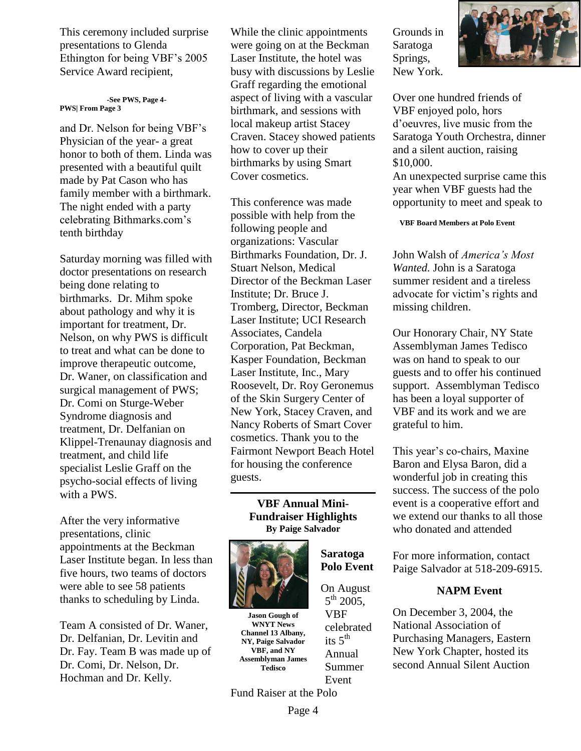This ceremony included surprise presentations to Glenda Ethington for being VBF's 2005 Service Award recipient,

-See PWS, Page 4-

PWS| From Page 3

and Dr. Nelson for being VBF's Physician of the year- a great honor to both of them. Linda was presented with a beautiful quilt made by Pat Cason who has family member with a birthmark. The night ended with a party celebrating Bithmarks.com's tenth birthday

Saturday morning was filled with doctor presentations on research being done relating to birthmarks. Dr. Mihm spoke about pathology and why it is important for treatment, Dr. Nelson, on why PWS is difficult to treat and what can be done to improve therapeutic outcome, Dr. Waner, on classification and surgical management of PWS; Dr. Comi on Sturge-Weber Syndrome diagnosis and treatment, Dr. Delfanian on Klippel-Trenaunay diagnosis and treatment, and child life specialist Leslie Graff on the psycho-social effects of living with a PWS.

After the very informative presentations, clinic appointments at the Beckman Laser Institute began. In less than five hours, two teams of doctors were able to see 58 patients thanks to scheduling by Linda.

Team A consisted of Dr. Waner, Dr. Delfanian, Dr. Levitin and Dr. Fay. Team B was made up of Dr. Comi, Dr. Nelson, Dr. Hochman and Dr. Kelly.

While the clinic appointments were going on at the Beckman Laser Institute, the hotel was busy with discussions by Leslie Graff regarding the emotional aspect of living with a vascular birthmark, and sessions with local makeup artist Stacey Craven. Stacey showed patients how to cover up their birthmarks by using Smart Cover cosmetics.

This conference was made possible with help from the following people and organizations: Vascular Birthmarks Foundation, Dr. J. Stuart Nelson, Medical Director of the Beckman Laser Institute; Dr. Bruce J. Tromberg, Director, Beckman Laser Institute; UCI Research Associates, Candela Corporation, Pat Beckman, Kasper Foundation, Beckman Laser Institute, Inc., Mary Roosevelt, Dr. Roy Geronemus of the Skin Surgery Center of New York, Stacey Craven, and Nancy Roberts of Smart Cover cosmetics. Thank you to the Fairmont Newport Beach Hotel for housing the conference guests.

---

## VBF Annual Mini-Fundraiser Highlights

**By Paige Salvador**

**Jason Gough of WNYT News Channel 13 Albany, NY, Paige Salvador VBF, and NY Assemblyman James Tedisco**

### Saratoga Polo Event

On August 5th 2005, VBF celebrated its 5th Annual Summer Event Fund Raiser at the Polo Grounds in Saratoga Springs, New York.

**VBF Board Members at Polo Event**

Over one hundred friends of VBF enjoyed polo, hors d'oeuvres, live music from the Saratoga Youth Orchestra, dinner and a silent auction, raising $10,000.

An unexpected surprise came this year when VBF guests had the opportunity to meet and speak to John Walsh of *America's Most Wanted.* John is a Saratoga summer resident and a tireless advocate for victim's rights and missing children.

Our Honorary Chair, NY State Assemblyman James Tedisco was on hand to speak to our guests and to offer his continued support. Assemblyman Tedisco has been a loyal supporter of VBF and its work and we are grateful to him.

This year's co-chairs, Maxine Baron and Elysa Baron, did a wonderful job in creating this success. The success of the polo event is a cooperative effort and we extend our thanks to all those who donated and attended

For more information, contact Paige Salvador at 518-209-6915.

### NAPM Event

On December 3, 2004, the National Association of Purchasing Managers, Eastern New York Chapter, hosted its second Annual Silent Auction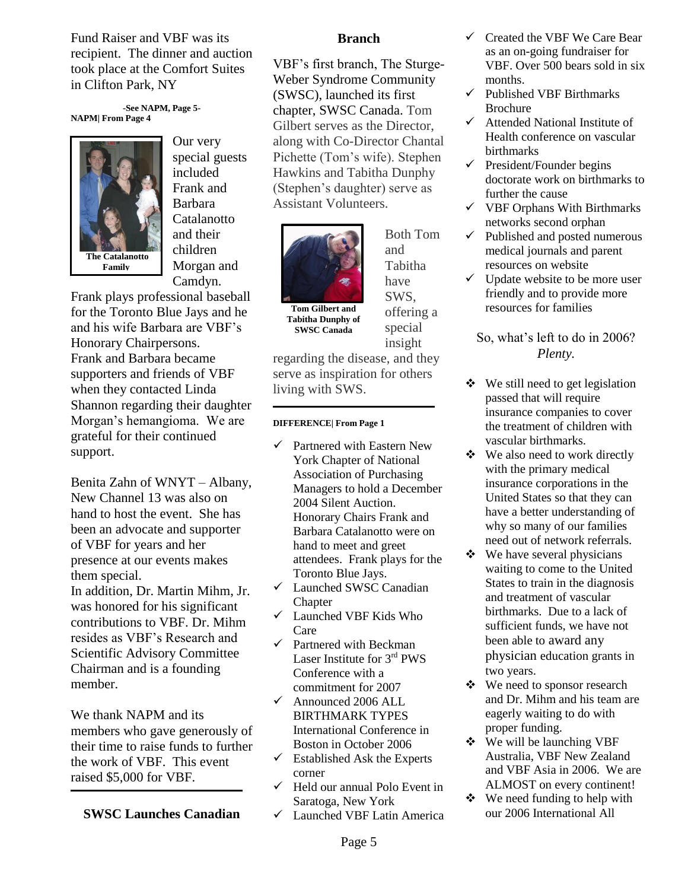Fund Raiser and VBF was its recipient. The dinner and auction took place at the Comfort Suites in Clifton Park, NY

-See NAPM, Page 5-

**NAPM| From Page 4**

The Catalanotto Family

Our very special guests included Frank and Barbara Catalanotto and their children Morgan and Camdyn. Frank plays professional baseball for the Toronto Blue Jays and he and his wife Barbara are VBF's Honorary Chairpersons. Frank and Barbara became supporters and friends of VBF when they contacted Linda Shannon regarding their daughter Morgan's hemangioma. We are grateful for their continued support.

Benita Zahn of WNYT – Albany, New Channel 13 was also on hand to host the event. She has been an advocate and supporter of VBF for years and her presence at our events makes them special.
In addition, Dr. Martin Mihm, Jr. was honored for his significant contributions to VBF. Dr. Mihm resides as VBF's Research and Scientific Advisory Committee Chairman and is a founding member.

We thank NAPM and its members who gave generously of their time to raise funds to further the work of VBF. This event raised $5,000 for VBF.

## SWSC Launches Canadian Branch

VBF's first branch, The Sturge-Weber Syndrome Community (SWSC), launched its first chapter, SWSC Canada. Tom Gilbert serves as the Director, along with Co-Director Chantal Pichette (Tom's wife). Stephen Hawkins and Tabitha Dunphy (Stephen's daughter) serve as Assistant Volunteers.

Tom Gilbert and Tabitha Dunphy of SWSC Canada

Both Tom and Tabitha have SWS, offering a special insight regarding the disease, and they serve as inspiration for others living with SWS.

**DIFFERENCE| From Page 1**

- ✓ Partnered with Eastern New York Chapter of National Association of Purchasing Managers to hold a December 2004 Silent Auction. Honorary Chairs Frank and Barbara Catalanotto were on hand to meet and greet attendees. Frank plays for the Toronto Blue Jays.
- ✓ Launched SWSC Canadian Chapter
- ✓ Launched VBF Kids Who Care
- ✓ Partnered with Beckman Laser Institute for 3rd PWS Conference with a commitment for 2007
- ✓ Announced 2006 ALL BIRTHMARK TYPES International Conference in Boston in October 2006
- ✓ Established Ask the Experts corner
- ✓ Held our annual Polo Event in Saratoga, New York
- ✓ Launched VBF Latin America
- ✓ Created the VBF We Care Bear as an on-going fundraiser for VBF. Over 500 bears sold in six months.
- ✓ Published VBF Birthmarks Brochure
- ✓ Attended National Institute of Health conference on vascular birthmarks
- ✓ President/Founder begins doctorate work on birthmarks to further the cause
- ✓ VBF Orphans With Birthmarks networks second orphan
- ✓ Published and posted numerous medical journals and parent resources on website
- ✓ Update website to be more user friendly and to provide more resources for families

So, what's left to do in 2006? *Plenty.*

- ❖ We still need to get legislation passed that will require insurance companies to cover the treatment of children with vascular birthmarks.
- ❖ We also need to work directly with the primary medical insurance corporations in the United States so that they can have a better understanding of why so many of our families need out of network referrals.
- ❖ We have several physicians waiting to come to the United States to train in the diagnosis and treatment of vascular birthmarks. Due to a lack of sufficient funds, we have not been able to award any physician education grants in two years.
- ❖ We need to sponsor research and Dr. Mihm and his team are eagerly waiting to do with proper funding.
- ❖ We will be launching VBF Australia, VBF New Zealand and VBF Asia in 2006. We are ALMOST on every continent!
- ❖ We need funding to help with our 2006 International All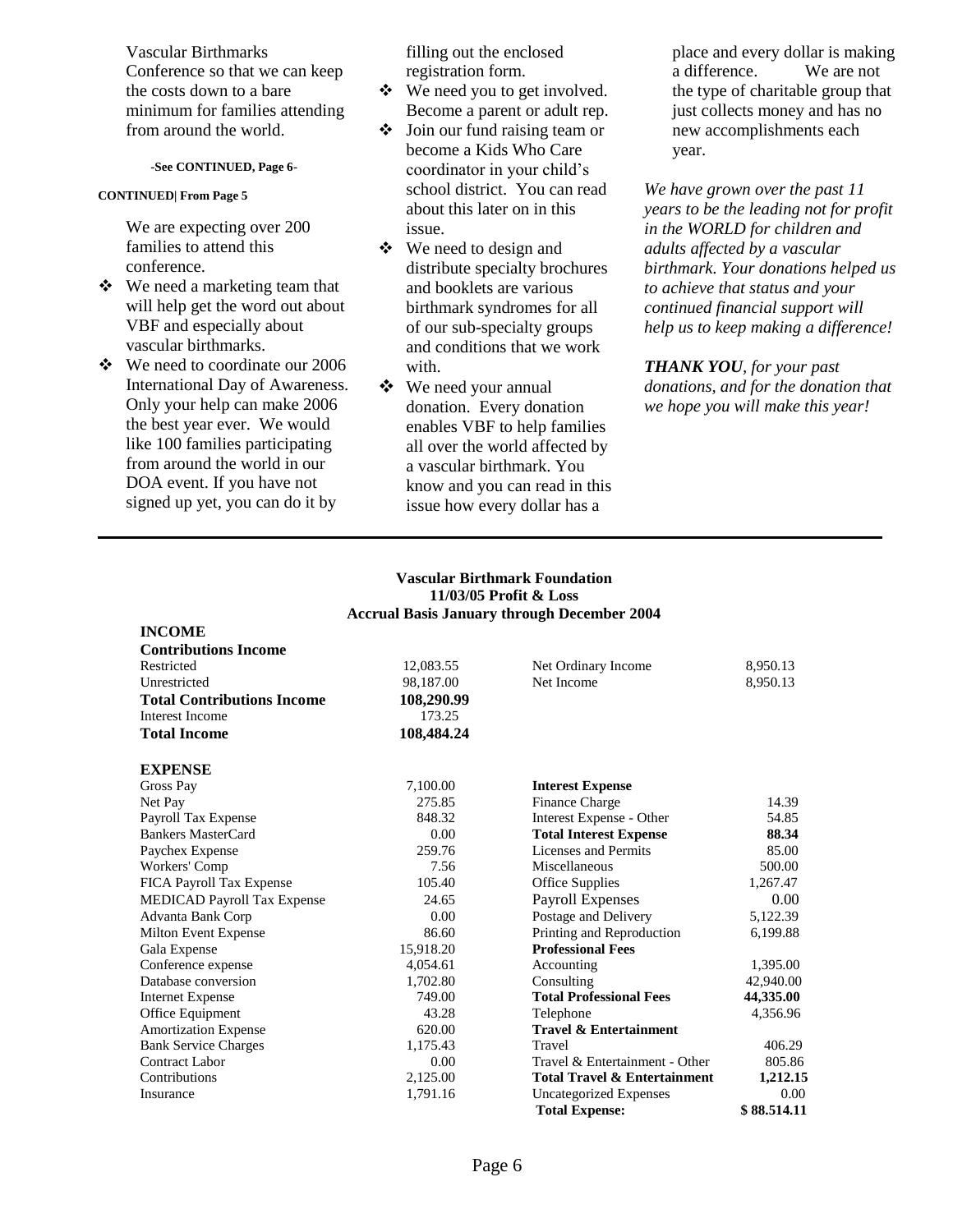Vascular Birthmarks Conference so that we can keep the costs down to a bare minimum for families attending from around the world.

**-See CONTINUED, Page 6-**

**CONTINUED| From Page 5**

We are expecting over 200 families to attend this conference.

- We need a marketing team that will help get the word out about VBF and especially about vascular birthmarks.
- We need to coordinate our 2006 International Day of Awareness. Only your help can make 2006 the best year ever. We would like 100 families participating from around the world in our DOA event. If you have not signed up yet, you can do it by filling out the enclosed registration form.
- We need you to get involved. Become a parent or adult rep.
- Join our fund raising team or become a Kids Who Care coordinator in your child's school district. You can read about this later on in this issue.
- We need to design and distribute specialty brochures and booklets are various birthmark syndromes for all of our sub-specialty groups and conditions that we work with.
- We need your annual donation. Every donation enables VBF to help families all over the world affected by a vascular birthmark. You know and you can read in this issue how every dollar has a place and every dollar is making a difference. We are not the type of charitable group that just collects money and has no new accomplishments each year.

*We have grown over the past 11 years to be the leading not for profit in the WORLD for children and adults affected by a vascular birthmark. Your donations helped us to achieve that status and your continued financial support will help us to keep making a difference!*

***THANK YOU**, for your past donations, and for the donation that we hope you will make this year!*

---

**Vascular Birthmark Foundation**
**11/03/05 Profit & Loss**
**Accrual Basis January through December 2004**

| | | | |
|---|---|---|---|
| **INCOME** | | | |
| **Contributions Income** | | | |
| Restricted | 12,083.55 | Net Ordinary Income | 8,950.13 |
| Unrestricted | 98,187.00 | Net Income | 8,950.13 |
| **Total Contributions Income** | **108,290.99** | | |
| Interest Income | 173.25 | | |
| **Total Income** | **108,484.24** | | |
| | | | |
| **EXPENSE** | | | |
| Gross Pay | 7,100.00 | **Interest Expense** | |
| Net Pay | 275.85 | Finance Charge | 14.39 |
| Payroll Tax Expense | 848.32 | Interest Expense - Other | 54.85 |
| Bankers MasterCard | 0.00 | **Total Interest Expense** | **88.34** |
| Paychex Expense | 259.76 | Licenses and Permits | 85.00 |
| Workers' Comp | 7.56 | Miscellaneous | 500.00 |
| FICA Payroll Tax Expense | 105.40 | Office Supplies | 1,267.47 |
| MEDICAD Payroll Tax Expense | 24.65 | Payroll Expenses | 0.00 |
| Advanta Bank Corp | 0.00 | Postage and Delivery | 5,122.39 |
| Milton Event Expense | 86.60 | Printing and Reproduction | 6,199.88 |
| Gala Expense | 15,918.20 | **Professional Fees** | |
| Conference expense | 4,054.61 | Accounting | 1,395.00 |
| Database conversion | 1,702.80 | Consulting | 42,940.00 |
| Internet Expense | 749.00 | **Total Professional Fees** | **44,335.00** |
| Office Equipment | 43.28 | Telephone | 4,356.96 |
| Amortization Expense | 620.00 | **Travel & Entertainment** | |
| Bank Service Charges | 1,175.43 | Travel | 406.29 |
| Contract Labor | 0.00 | Travel & Entertainment - Other | 805.86 |
| Contributions | 2,125.00 | **Total Travel & Entertainment** | **1,212.15** |
| Insurance | 1,791.16 | Uncategorized Expenses | 0.00 |
| | | **Total Expense:** | **$ 88.514.11** |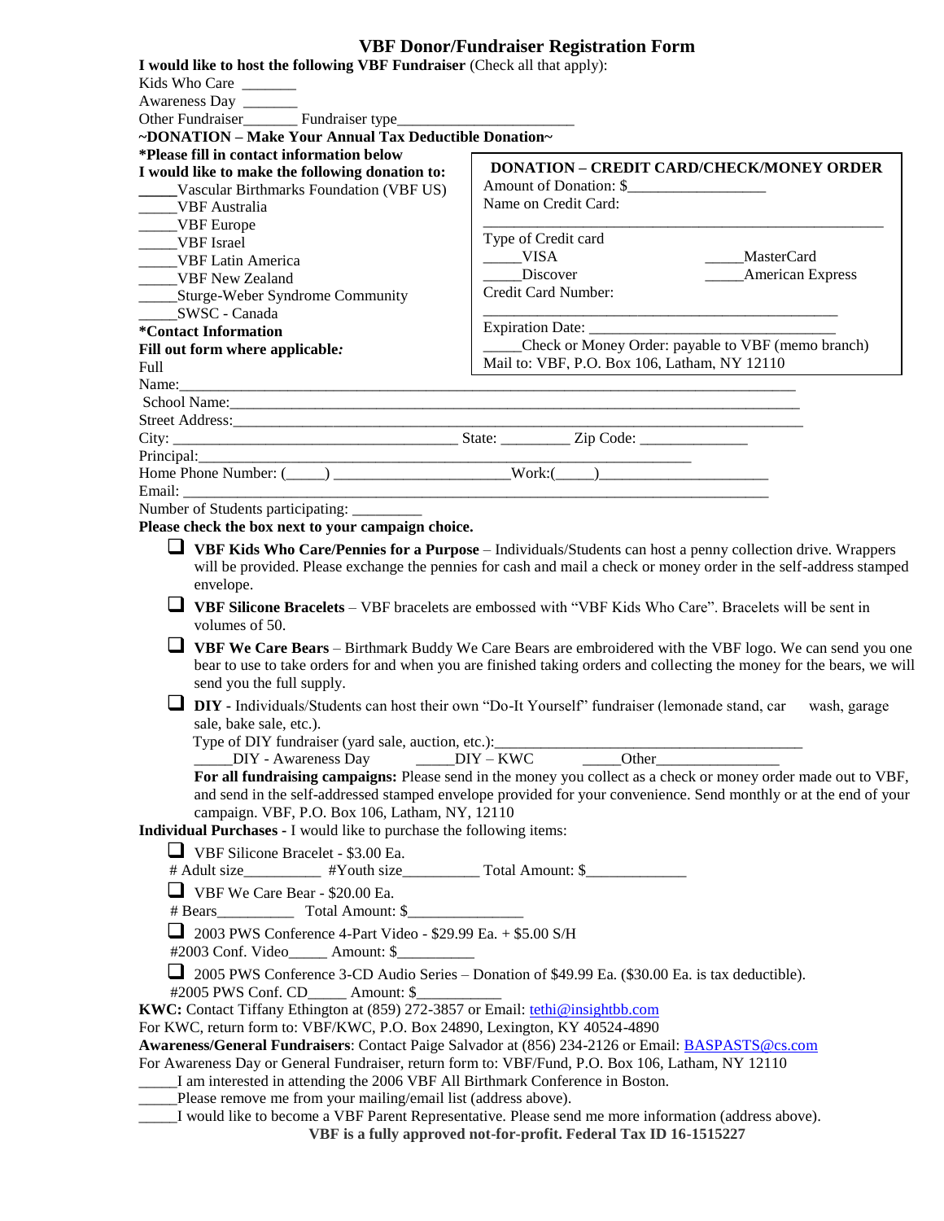# VBF Donor/Fundraiser Registration Form

**I would like to host the following VBF Fundraiser** (Check all that apply):

Kids Who Care _______

Awareness Day _______

Other Fundraiser_______ Fundraiser type______________________

**~DONATION – Make Your Annual Tax Deductible Donation~**

***Please fill in contact information below**

**I would like to make the following donation to:**

_____Vascular Birthmarks Foundation (VBF US)

_____VBF Australia

_____VBF Europe

_____VBF Israel

_____VBF Latin America

_____VBF New Zealand

_____Sturge-Weber Syndrome Community

_____SWSC - Canada

**DONATION – CREDIT CARD/CHECK/MONEY ORDER**

Amount of Donation: $_________________

Name on Credit Card:

______________________________________________________

Type of Credit card

_____VISA _____MasterCard

_____Discover _____American Express

Credit Card Number:

_________________________________________________

Expiration Date: _________________________________

_____Check or Money Order: payable to VBF (memo branch)

Mail to: VBF, P.O. Box 106, Latham, NY 12110

***Contact Information**

**Fill out form where applicable:**

Full Name:_______________________________________________________________________________

School Name:_____________________________________________________________________________

Street Address:____________________________________________________________________________

City: _______________________________________ State: _________ Zip Code: ______________

Principal:_______________________________________________________________________

Home Phone Number: (_____) ______________________Work:(_____)_____________________

Email: ______________________________________________________________________________

Number of Students participating: _________

**Please check the box next to your campaign choice.**

- ☐ **VBF Kids Who Care/Pennies for a Purpose** – Individuals/Students can host a penny collection drive. Wrappers will be provided. Please exchange the pennies for cash and mail a check or money order in the self-address stamped envelope.
- ☐ **VBF Silicone Bracelets** – VBF bracelets are embossed with "VBF Kids Who Care". Bracelets will be sent in volumes of 50.
- ☐ **VBF We Care Bears** – Birthmark Buddy We Care Bears are embroidered with the VBF logo. We can send you one bear to use to take orders for and when you are finished taking orders and collecting the money for the bears, we will send you the full supply.
- ☐ **DIY** - Individuals/Students can host their own "Do-It Yourself" fundraiser (lemonade stand, car wash, garage sale, bake sale, etc.).

  Type of DIY fundraiser (yard sale, auction, etc.):________________________________________

  _____DIY - Awareness Day _____DIY – KWC _____Other________________

  **For all fundraising campaigns:** Please send in the money you collect as a check or money order made out to VBF, and send in the self-addressed stamped envelope provided for your convenience. Send monthly or at the end of your campaign. VBF, P.O. Box 106, Latham, NY, 12110

**Individual Purchases** - I would like to purchase the following items:

- ☐ VBF Silicone Bracelet - $3.00 Ea.

  # Adult size_________ #Youth size_________ Total Amount: $_____________
- ☐ VBF We Care Bear - $20.00 Ea.

  # Bears_________ Total Amount: $_______________
- ☐ 2003 PWS Conference 4-Part Video - $29.99 Ea. + $5.00 S/H

  #2003 Conf. Video_____ Amount: $__________
- ☐ 2005 PWS Conference 3-CD Audio Series – Donation of $49.99 Ea. ($30.00 Ea. is tax deductible).

  #2005 PWS Conf. CD_____ Amount: $___________

**KWC:** Contact Tiffany Ethington at (859) 272-3857 or Email: tethi@insightbb.com

For KWC, return form to: VBF/KWC, P.O. Box 24890, Lexington, KY 40524-4890

**Awareness/General Fundraisers**: Contact Paige Salvador at (856) 234-2126 or Email: BASPASTS@cs.com

For Awareness Day or General Fundraiser, return form to: VBF/Fund, P.O. Box 106, Latham, NY 12110

_____I am interested in attending the 2006 VBF All Birthmark Conference in Boston.

_____Please remove me from your mailing/email list (address above).

_____I would like to become a VBF Parent Representative. Please send me more information (address above).

**VBF is a fully approved not-for-profit. Federal Tax ID 16-1515227**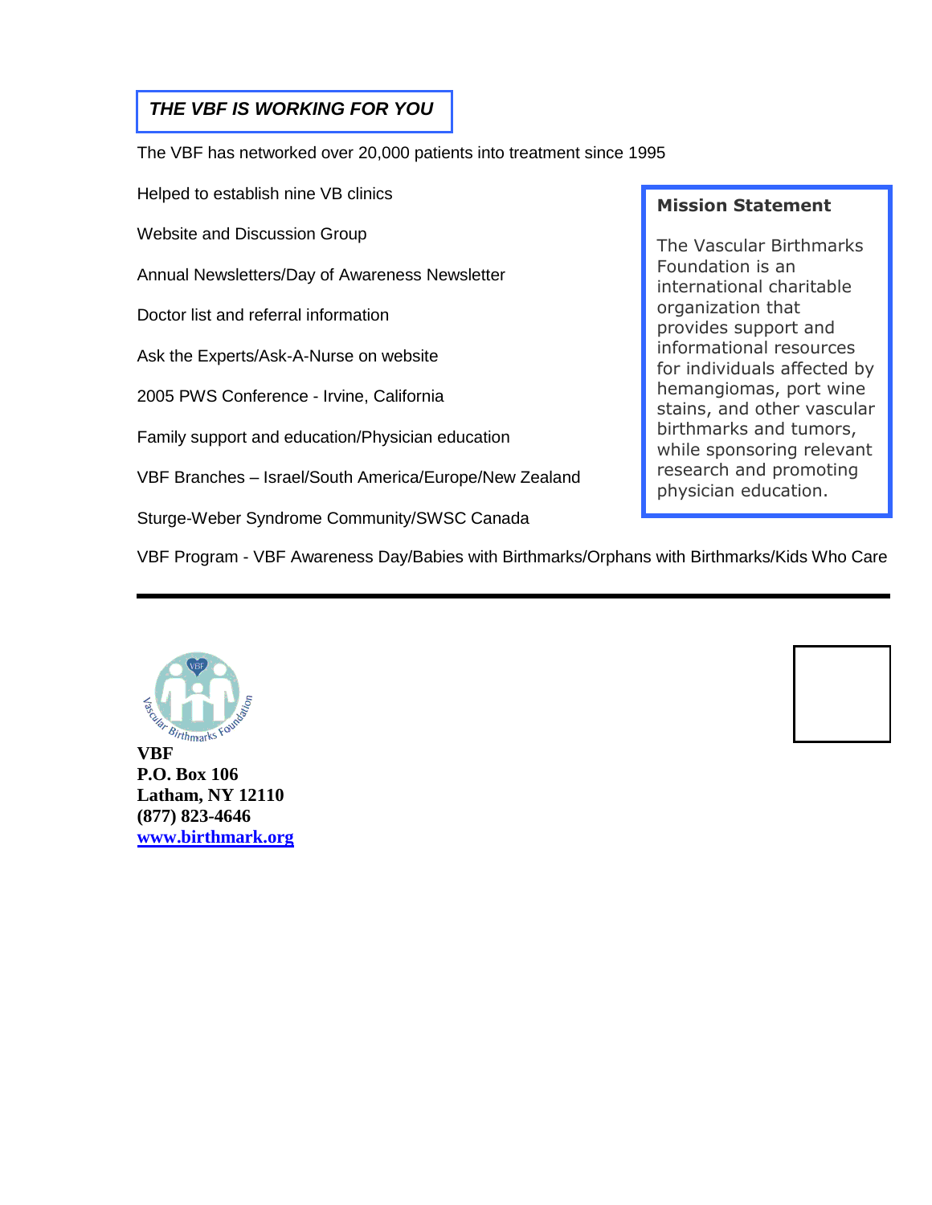## *THE VBF IS WORKING FOR YOU*

The VBF has networked over 20,000 patients into treatment since 1995

Helped to establish nine VB clinics

Website and Discussion Group

Annual Newsletters/Day of Awareness Newsletter

Doctor list and referral information

Ask the Experts/Ask-A-Nurse on website

2005 PWS Conference - Irvine, California

Family support and education/Physician education

VBF Branches – Israel/South America/Europe/New Zealand

Sturge-Weber Syndrome Community/SWSC Canada

VBF Program - VBF Awareness Day/Babies with Birthmarks/Orphans with Birthmarks/Kids Who Care

**Mission Statement**

The Vascular Birthmarks Foundation is an international charitable organization that provides support and informational resources for individuals affected by hemangiomas, port wine stains, and other vascular birthmarks and tumors, while sponsoring relevant research and promoting physician education.

---

VBF Vascular Birthmarks Foundation

**VBF**
**P.O. Box 106**
**Latham, NY 12110**
**(877) 823-4646**
**[www.birthmark.org](http://www.birthmark.org)**